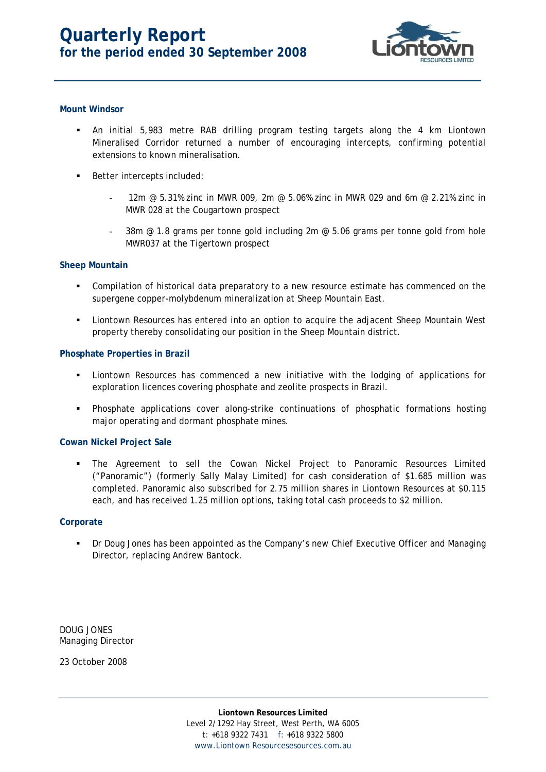# Quarterly Report
## for the period ended 30 September 2008

### Mount Windsor

- An initial 5,983 metre RAB drilling program testing targets along the 4 km Liontown Mineralised Corridor returned a number of encouraging intercepts, confirming potential extensions to known mineralisation.
- Better intercepts included:
  - 12m @ 5.31% zinc in MWR 009, 2m @ 5.06% zinc in MWR 029 and 6m @ 2.21% zinc in MWR 028 at the Cougartown prospect
  - 38m @ 1.8 grams per tonne gold including 2m @ 5.06 grams per tonne gold from hole MWR037 at the Tigertown prospect

### Sheep Mountain

- Compilation of historical data preparatory to a new resource estimate has commenced on the supergene copper-molybdenum mineralization at Sheep Mountain East.
- Liontown Resources has entered into an option to acquire the adjacent Sheep Mountain West property thereby consolidating our position in the Sheep Mountain district.

### Phosphate Properties in Brazil

- Liontown Resources has commenced a new initiative with the lodging of applications for exploration licences covering phosphate and zeolite prospects in Brazil.
- Phosphate applications cover along-strike continuations of phosphatic formations hosting major operating and dormant phosphate mines.

### Cowan Nickel Project Sale

- The Agreement to sell the Cowan Nickel Project to Panoramic Resources Limited ("Panoramic") (formerly Sally Malay Limited) for cash consideration of $1.685 million was completed. Panoramic also subscribed for 2.75 million shares in Liontown Resources at $0.115 each, and has received 1.25 million options, taking total cash proceeds to $2 million.

### Corporate

- Dr Doug Jones has been appointed as the Company's new Chief Executive Officer and Managing Director, replacing Andrew Bantock.

DOUG JONES
Managing Director

23 October 2008

**Liontown Resources Limited**
Level 2/1292 Hay Street, West Perth, WA 6005
t: +618 9322 7431 f: +618 9322 5800
www.Liontown Resourcesesources.com.au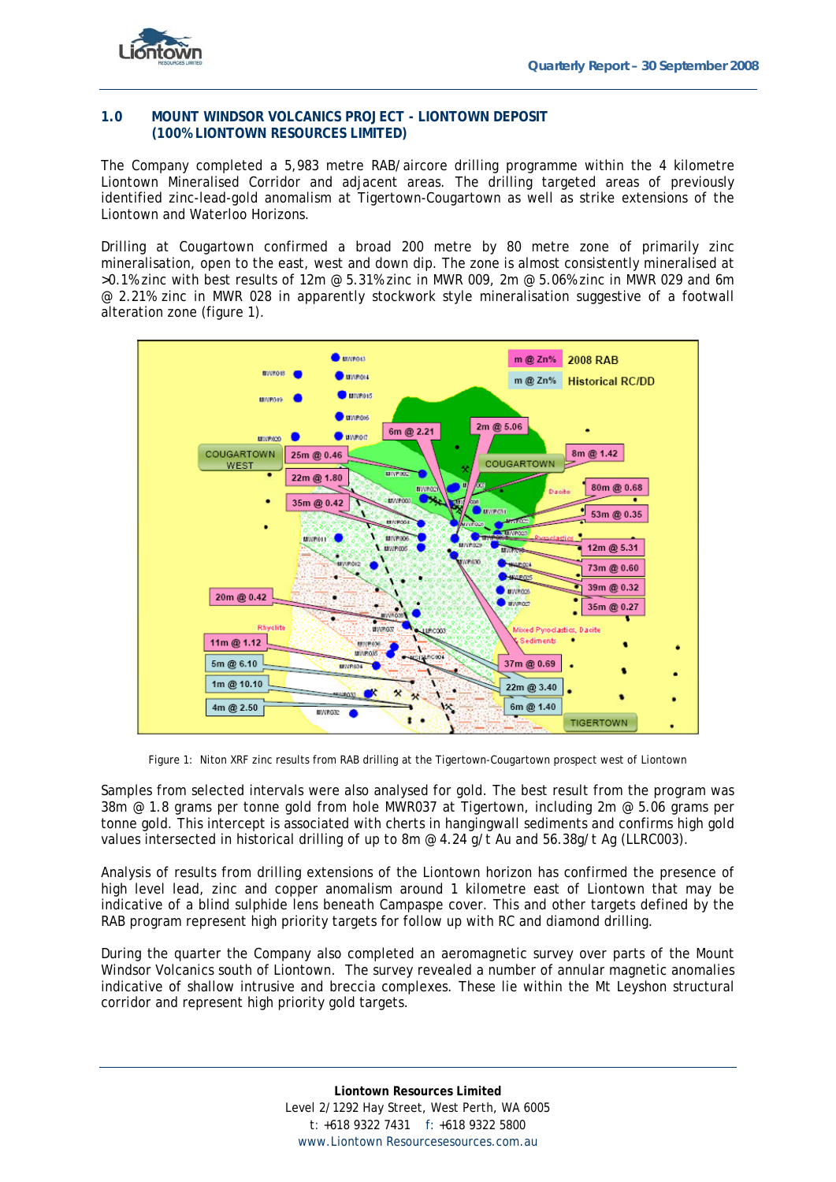## 1.0 MOUNT WINDSOR VOLCANICS PROJECT - LIONTOWN DEPOSIT (100% LIONTOWN RESOURCES LIMITED)

The Company completed a 5,983 metre RAB/aircore drilling programme within the 4 kilometre Liontown Mineralised Corridor and adjacent areas. The drilling targeted areas of previously identified zinc-lead-gold anomalism at Tigertown-Cougartown as well as strike extensions of the Liontown and Waterloo Horizons.

Drilling at Cougartown confirmed a broad 200 metre by 80 metre zone of primarily zinc mineralisation, open to the east, west and down dip. The zone is almost consistently mineralised at >0.1% zinc with best results of 12m @ 5.31% zinc in MWR 009, 2m @ 5.06% zinc in MWR 029 and 6m @ 2.21% zinc in MWR 028 in apparently stockwork style mineralisation suggestive of a footwall alteration zone (figure 1).

Figure 1: Niton XRF zinc results from RAB drilling at the Tigertown-Cougartown prospect west of Liontown

Samples from selected intervals were also analysed for gold. The best result from the program was 38m @ 1.8 grams per tonne gold from hole MWR037 at Tigertown, including 2m @ 5.06 grams per tonne gold. This intercept is associated with cherts in hangingwall sediments and confirms high gold values intersected in historical drilling of up to 8m @ 4.24 g/t Au and 56.38g/t Ag (LLRC003).

Analysis of results from drilling extensions of the Liontown horizon has confirmed the presence of high level lead, zinc and copper anomalism around 1 kilometre east of Liontown that may be indicative of a blind sulphide lens beneath Campaspe cover. This and other targets defined by the RAB program represent high priority targets for follow up with RC and diamond drilling.

During the quarter the Company also completed an aeromagnetic survey over parts of the Mount Windsor Volcanics south of Liontown. The survey revealed a number of annular magnetic anomalies indicative of shallow intrusive and breccia complexes. These lie within the Mt Leyshon structural corridor and represent high priority gold targets.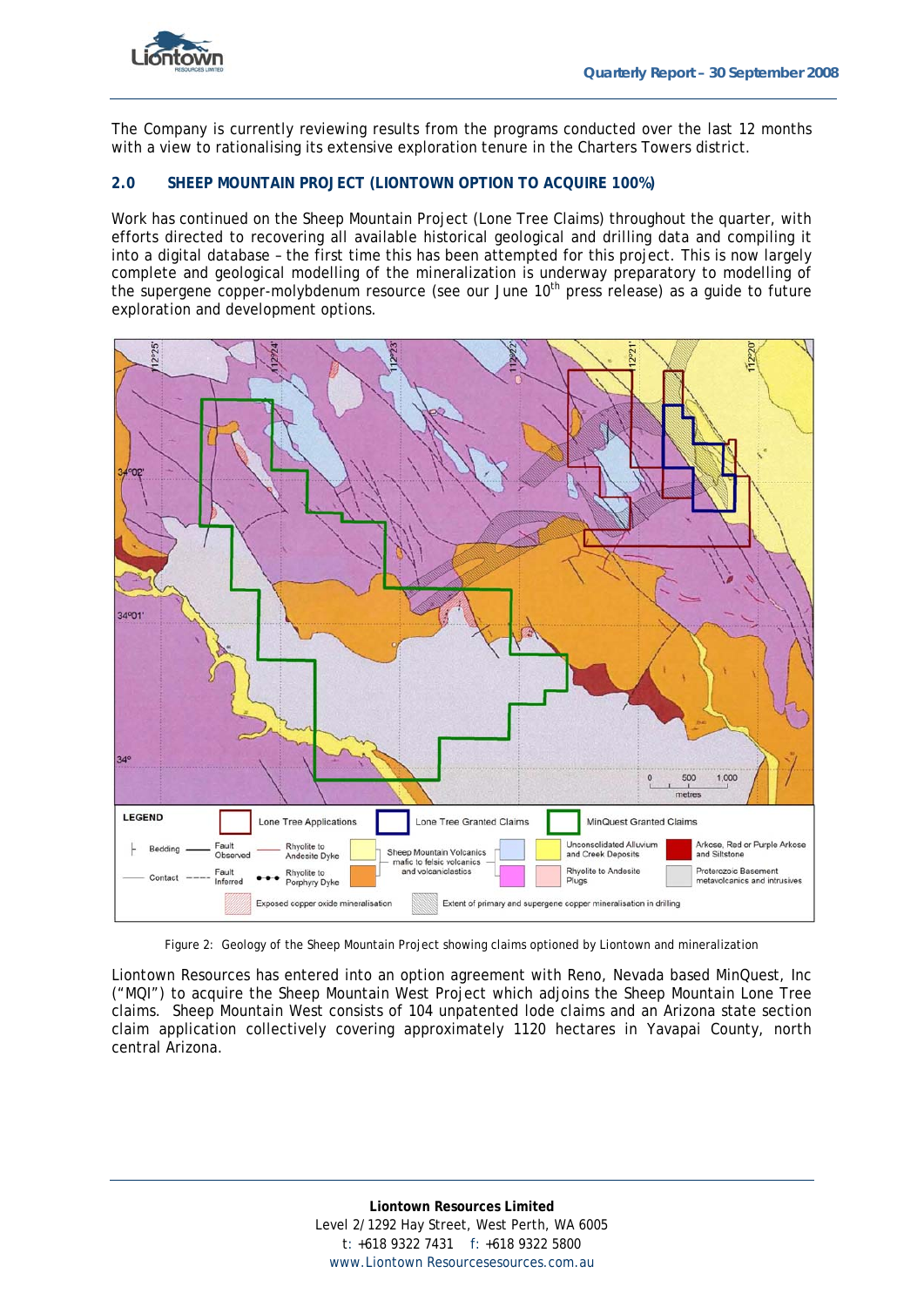The Company is currently reviewing results from the programs conducted over the last 12 months with a view to rationalising its extensive exploration tenure in the Charters Towers district.

## 2.0 SHEEP MOUNTAIN PROJECT (LIONTOWN OPTION TO ACQUIRE 100%)

Work has continued on the Sheep Mountain Project (Lone Tree Claims) throughout the quarter, with efforts directed to recovering all available historical geological and drilling data and compiling it into a digital database – the first time this has been attempted for this project. This is now largely complete and geological modelling of the mineralization is underway preparatory to modelling of the supergene copper-molybdenum resource (see our June 10th press release) as a guide to future exploration and development options.

Figure 2: Geology of the Sheep Mountain Project showing claims optioned by Liontown and mineralization

Liontown Resources has entered into an option agreement with Reno, Nevada based MinQuest, Inc ("MQI") to acquire the Sheep Mountain West Project which adjoins the Sheep Mountain Lone Tree claims. Sheep Mountain West consists of 104 unpatented lode claims and an Arizona state section claim application collectively covering approximately 1120 hectares in Yavapai County, north central Arizona.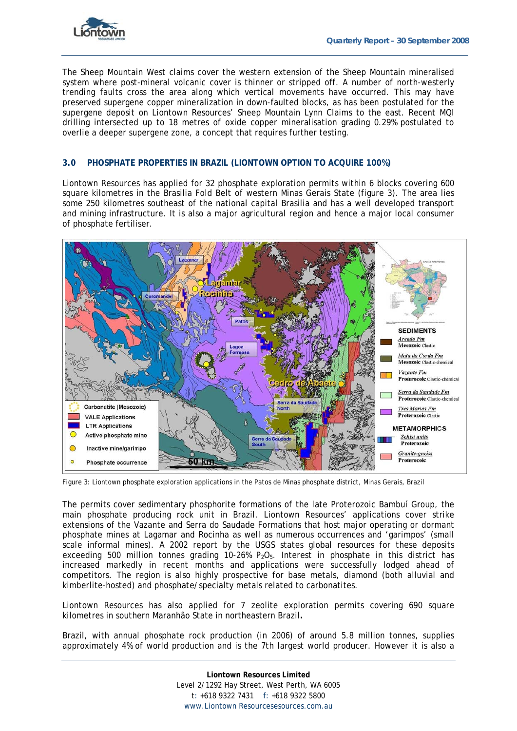The Sheep Mountain West claims cover the western extension of the Sheep Mountain mineralised system where post-mineral volcanic cover is thinner or stripped off. A number of north-westerly trending faults cross the area along which vertical movements have occurred. This may have preserved supergene copper mineralization in down-faulted blocks, as has been postulated for the supergene deposit on Liontown Resources' Sheep Mountain Lynn Claims to the east. Recent MQI drilling intersected up to 18 metres of oxide copper mineralisation grading 0.29% postulated to overlie a deeper supergene zone, a concept that requires further testing.

## 3.0 PHOSPHATE PROPERTIES IN BRAZIL (LIONTOWN OPTION TO ACQUIRE 100%)

Liontown Resources has applied for 32 phosphate exploration permits within 6 blocks covering 600 square kilometres in the Brasilia Fold Belt of western Minas Gerais State (figure 3). The area lies some 250 kilometres southeast of the national capital Brasilia and has a well developed transport and mining infrastructure. It is also a major agricultural region and hence a major local consumer of phosphate fertiliser.

Figure 3: Liontown phosphate exploration applications in the Patos de Minas phosphate district, Minas Gerais, Brazil

The permits cover sedimentary phosphorite formations of the late Proterozoic Bambuí Group, the main phosphate producing rock unit in Brazil. Liontown Resources' applications cover strike extensions of the Vazante and Serra do Saudade Formations that host major operating or dormant phosphate mines at Lagamar and Rocinha as well as numerous occurrences and 'garimpos' (small scale informal mines). A 2002 report by the USGS states global resources for these deposits exceeding 500 million tonnes grading 10-26% $P_2O_5$. Interest in phosphate in this district has increased markedly in recent months and applications were successfully lodged ahead of competitors. The region is also highly prospective for base metals, diamond (both alluvial and kimberlite-hosted) and phosphate/specialty metals related to carbonatites.

Liontown Resources has also applied for 7 zeolite exploration permits covering 690 square kilometres in southern Maranhão State in northeastern Brazil**.**

Brazil, with annual phosphate rock production (in 2006) of around 5.8 million tonnes, supplies approximately 4% of world production and is the 7th largest world producer. However it is also a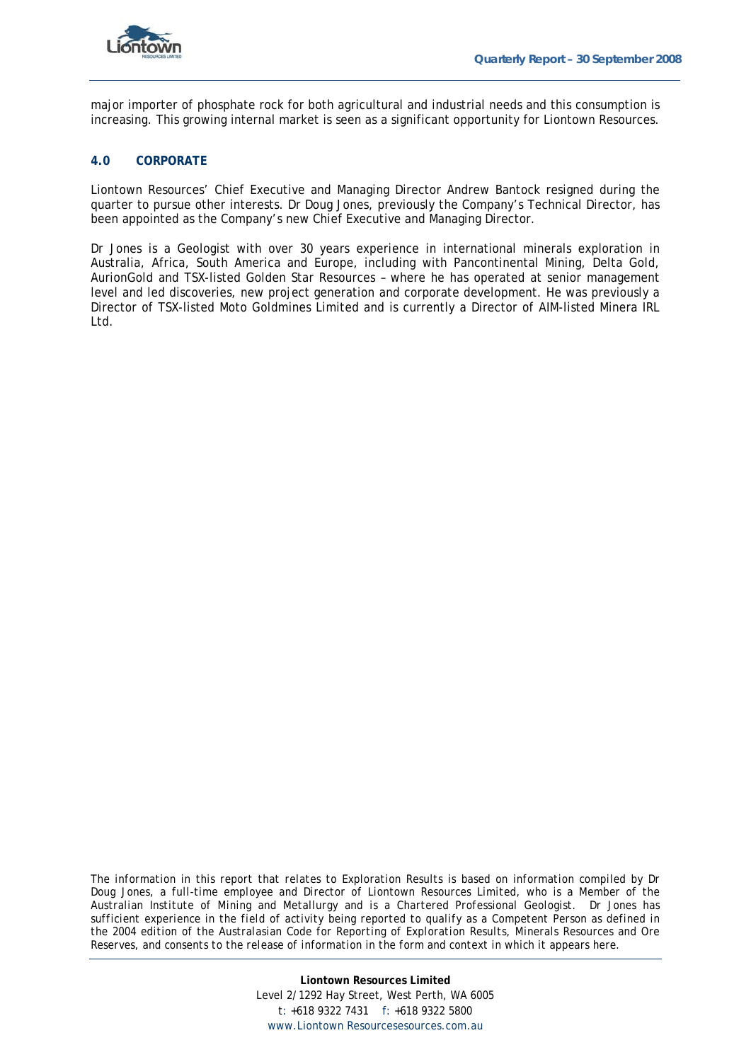major importer of phosphate rock for both agricultural and industrial needs and this consumption is increasing. This growing internal market is seen as a significant opportunity for Liontown Resources.

## 4.0 CORPORATE

Liontown Resources' Chief Executive and Managing Director Andrew Bantock resigned during the quarter to pursue other interests. Dr Doug Jones, previously the Company's Technical Director, has been appointed as the Company's new Chief Executive and Managing Director.

Dr Jones is a Geologist with over 30 years experience in international minerals exploration in Australia, Africa, South America and Europe, including with Pancontinental Mining, Delta Gold, AurionGold and TSX-listed Golden Star Resources – where he has operated at senior management level and led discoveries, new project generation and corporate development. He was previously a Director of TSX-listed Moto Goldmines Limited and is currently a Director of AIM-listed Minera IRL Ltd.

*The information in this report that relates to Exploration Results is based on information compiled by Dr Doug Jones, a full-time employee and Director of Liontown Resources Limited, who is a Member of the Australian Institute of Mining and Metallurgy and is a Chartered Professional Geologist. Dr Jones has sufficient experience in the field of activity being reported to qualify as a Competent Person as defined in the 2004 edition of the Australasian Code for Reporting of Exploration Results, Minerals Resources and Ore Reserves, and consents to the release of information in the form and context in which it appears here.*

**Liontown Resources Limited**
Level 2/1292 Hay Street, West Perth, WA 6005
t: +618 9322 7431 f: +618 9322 5800
www.Liontown Resourcesesources.com.au